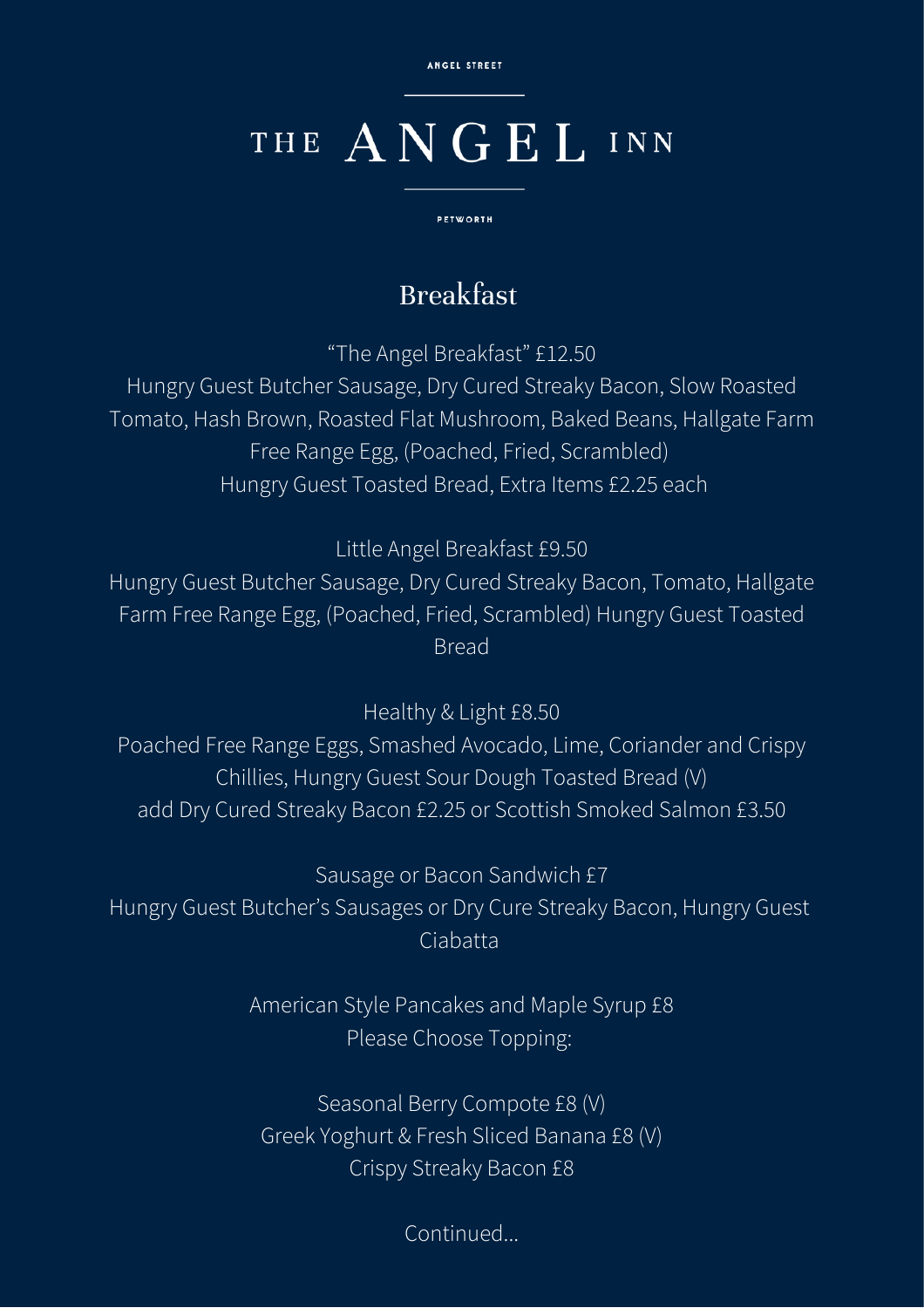ANGEL STREET

# THE ANGEL INN

PETWORTH

## Breakfast

"The Angel Breakfast" £12.50
Hungry Guest Butcher Sausage, Dry Cured Streaky Bacon, Slow Roasted Tomato, Hash Brown, Roasted Flat Mushroom, Baked Beans, Hallgate Farm Free Range Egg, (Poached, Fried, Scrambled)
Hungry Guest Toasted Bread, Extra Items £2.25 each

Little Angel Breakfast £9.50
Hungry Guest Butcher Sausage, Dry Cured Streaky Bacon, Tomato, Hallgate Farm Free Range Egg, (Poached, Fried, Scrambled) Hungry Guest Toasted Bread

Healthy & Light £8.50
Poached Free Range Eggs, Smashed Avocado, Lime, Coriander and Crispy Chillies, Hungry Guest Sour Dough Toasted Bread (V)
add Dry Cured Streaky Bacon £2.25 or Scottish Smoked Salmon £3.50

Sausage or Bacon Sandwich £7
Hungry Guest Butcher's Sausages or Dry Cure Streaky Bacon, Hungry Guest Ciabatta

American Style Pancakes and Maple Syrup £8
Please Choose Topping:

Seasonal Berry Compote £8 (V)
Greek Yoghurt & Fresh Sliced Banana £8 (V)
Crispy Streaky Bacon £8

Continued...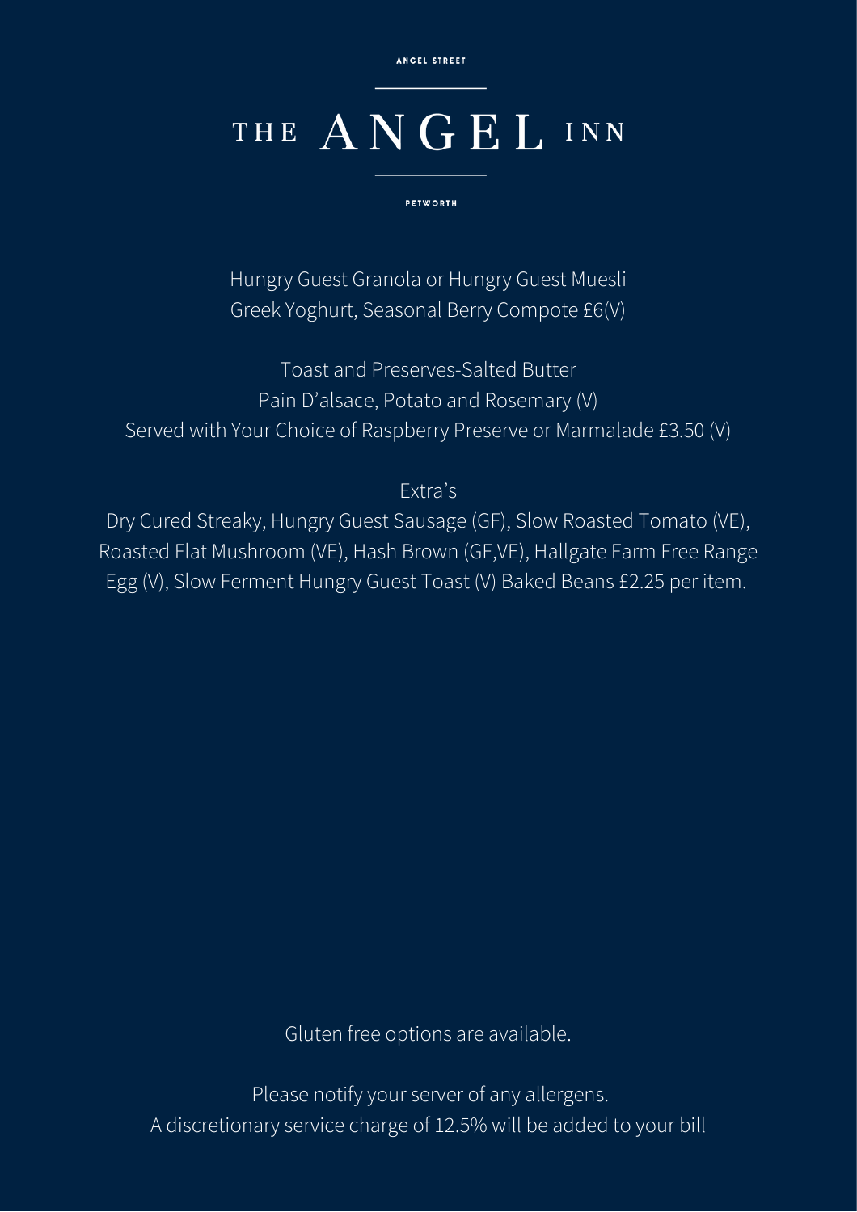ANGEL STREET

# THE ANGEL INN

PETWORTH

Hungry Guest Granola or Hungry Guest Muesli
Greek Yoghurt, Seasonal Berry Compote £6(V)

Toast and Preserves-Salted Butter
Pain D'alsace, Potato and Rosemary (V)
Served with Your Choice of Raspberry Preserve or Marmalade £3.50 (V)

Extra's
Dry Cured Streaky, Hungry Guest Sausage (GF), Slow Roasted Tomato (VE), Roasted Flat Mushroom (VE), Hash Brown (GF,VE), Hallgate Farm Free Range Egg (V), Slow Ferment Hungry Guest Toast (V) Baked Beans £2.25 per item.

Gluten free options are available.

Please notify your server of any allergens.
A discretionary service charge of 12.5% will be added to your bill